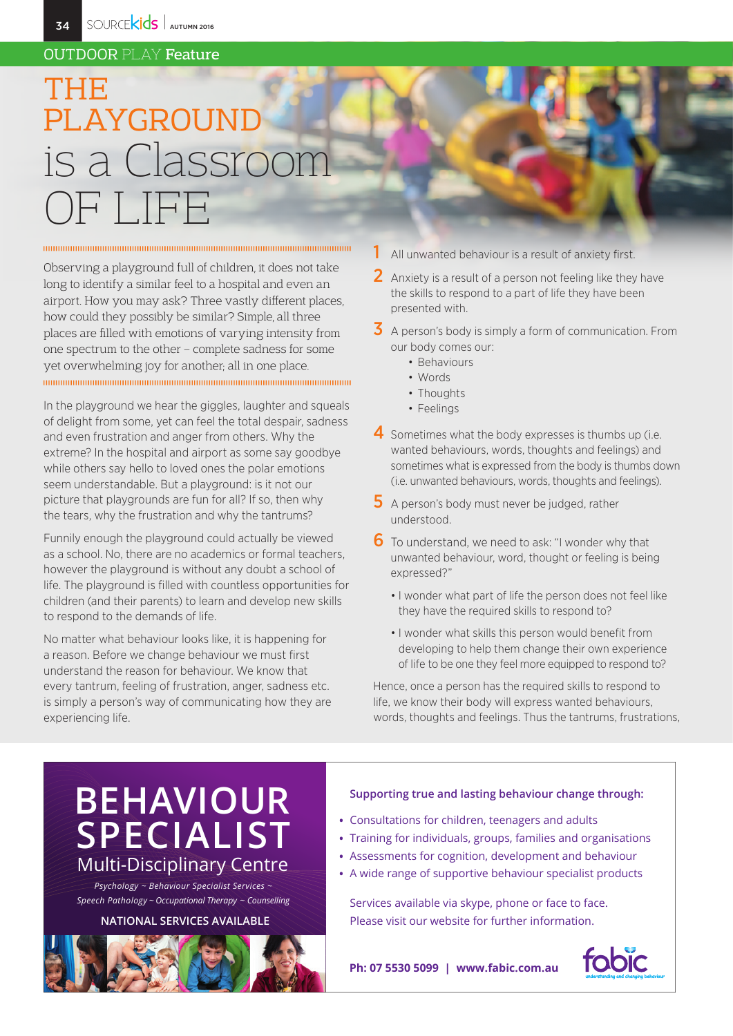OUTDOOR PLAY **Feature**

# THE PLAYGROUND is a Classroom OF LIFE

Observing a playground full of children, it does not take long to identify a similar feel to a hospital and even an airport. How you may ask? Three vastly different places, how could they possibly be similar? Simple, all three places are filled with emotions of varying intensity from one spectrum to the other – complete sadness for some yet overwhelming joy for another; all in one place.

In the playground we hear the giggles, laughter and squeals of delight from some, yet can feel the total despair, sadness and even frustration and anger from others. Why the extreme? In the hospital and airport as some say goodbye while others say hello to loved ones the polar emotions seem understandable. But a playground: is it not our picture that playgrounds are fun for all? If so, then why the tears, why the frustration and why the tantrums?

Funnily enough the playground could actually be viewed as a school. No, there are no academics or formal teachers, however the playground is without any doubt a school of life. The playground is filled with countless opportunities for children (and their parents) to learn and develop new skills to respond to the demands of life.

No matter what behaviour looks like, it is happening for a reason. Before we change behaviour we must first understand the reason for behaviour. We know that every tantrum, feeling of frustration, anger, sadness etc. is simply a person's way of communicating how they are experiencing life.

1. All unwanted behaviour is a result of anxiety first.
2. Anxiety is a result of a person not feeling like they have the skills to respond to a part of life they have been presented with.
3. A person's body is simply a form of communication. From our body comes our:
   - Behaviours
   - Words
   - Thoughts
   - Feelings
4. Sometimes what the body expresses is thumbs up (i.e. wanted behaviours, words, thoughts and feelings) and sometimes what is expressed from the body is thumbs down (i.e. unwanted behaviours, words, thoughts and feelings).
5. A person's body must never be judged, rather understood.
6. To understand, we need to ask: "I wonder why that unwanted behaviour, word, thought or feeling is being expressed?"
   - I wonder what part of life the person does not feel like they have the required skills to respond to?
   - I wonder what skills this person would benefit from developing to help them change their own experience of life to be one they feel more equipped to respond to?

Hence, once a person has the required skills to respond to life, we know their body will express wanted behaviours, words, thoughts and feelings. Thus the tantrums, frustrations,

## BEHAVIOUR SPECIALIST

Multi-Disciplinary Centre

*Psychology ~ Behaviour Specialist Services ~ Speech Pathology ~ Occupational Therapy ~ Counselling*

NATIONAL SERVICES AVAILABLE

**Supporting true and lasting behaviour change through:**

- Consultations for children, teenagers and adults
- Training for individuals, groups, families and organisations
- Assessments for cognition, development and behaviour
- A wide range of supportive behaviour specialist products

Services available via skype, phone or face to face.
Please visit our website for further information.

**Ph: 07 5530 5099 | www.fabic.com.au**

fabic – understanding and changing behaviour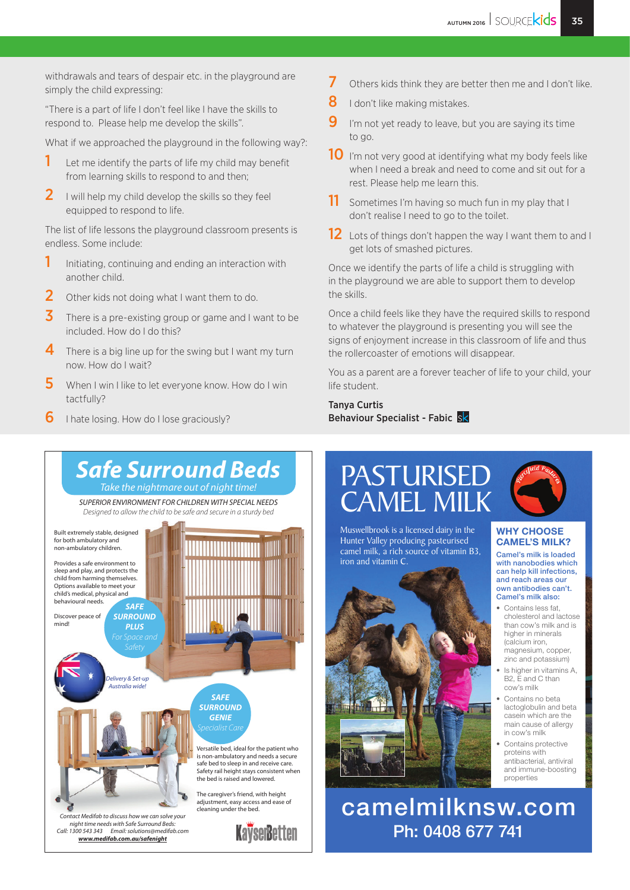withdrawals and tears of despair etc. in the playground are simply the child expressing:

"There is a part of life I don't feel like I have the skills to respond to. Please help me develop the skills".

What if we approached the playground in the following way?:

1. Let me identify the parts of life my child may benefit from learning skills to respond to and then;
2. I will help my child develop the skills so they feel equipped to respond to life.

The list of life lessons the playground classroom presents is endless. Some include:

1. Initiating, continuing and ending an interaction with another child.
2. Other kids not doing what I want them to do.
3. There is a pre-existing group or game and I want to be included. How do I do this?
4. There is a big line up for the swing but I want my turn now. How do I wait?
5. When I win I like to let everyone know. How do I win tactfully?
6. I hate losing. How do I lose graciously?
7. Others kids think they are better then me and I don't like.
8. I don't like making mistakes.
9. I'm not yet ready to leave, but you are saying its time to go.
10. I'm not very good at identifying what my body feels like when I need a break and need to come and sit out for a rest. Please help me learn this.
11. Sometimes I'm having so much fun in my play that I don't realise I need to go to the toilet.
12. Lots of things don't happen the way I want them to and I get lots of smashed pictures.

Once we identify the parts of life a child is struggling with in the playground we are able to support them to develop the skills.

Once a child feels like they have the required skills to respond to whatever the playground is presenting you will see the signs of enjoyment increase in this classroom of life and thus the rollercoaster of emotions will disappear.

You as a parent are a forever teacher of life to your child, your life student.

**Tanya Curtis**
**Behaviour Specialist - Fabic**

---

# Safe Surround Beds

*Take the nightmare out of night time!*

*SUPERIOR ENVIRONMENT FOR CHILDREN WITH SPECIAL NEEDS*
*Designed to allow the child to be safe and secure in a sturdy bed*

Built extremely stable, designed for both ambulatory and non-ambulatory children.

Provides a safe environment to sleep and play, and protects the child from harming themselves. Options available to meet your child's medical, physical and behavioural needs.

Discover peace of mind!

**SAFE SURROUND PLUS**
*For Space and Safety*

*Delivery & Set-up Australia wide!*

**SAFE SURROUND GENIE**
*Specialist Care*

Versatile bed, ideal for the patient who is non-ambulatory and needs a secure safe bed to sleep in and receive care. Safety rail height stays consistent when the bed is raised and lowered.

The caregiver's friend, with height adjustment, easy access and ease of cleaning under the bed.

*Contact Medifab to discuss how we can solve your night time needs with Safe Surround Beds:*
*Call: 1300 543 343 Email: solutions@medifab.com*
*www.medifab.com.au/safenight*

KayserBetten

---

# PASTURISED CAMEL MILK

Muswellbrook is a licensed dairy in the Hunter Valley producing pasteurised camel milk, a rich source of vitamin B3, iron and vitamin C.

Piercefield Pastures

**WHY CHOOSE CAMEL'S MILK?**

**Camel's milk is loaded with nanobodies which can help kill infections, and reach areas our own antibodies can't. Camel's milk also:**

- Contains less fat, cholesterol and lactose than cow's milk and is higher in minerals (calcium iron, magnesium, copper, zinc and potassium)
- Is higher in vitamins A, B2, E and C than cow's milk
- Contains no beta lactoglobulin and beta casein which are the main cause of allergy in cow's milk
- Contains protective proteins with antibacterial, antiviral and immune-boosting properties

camelmilknsw.com
Ph: 0408 677 741